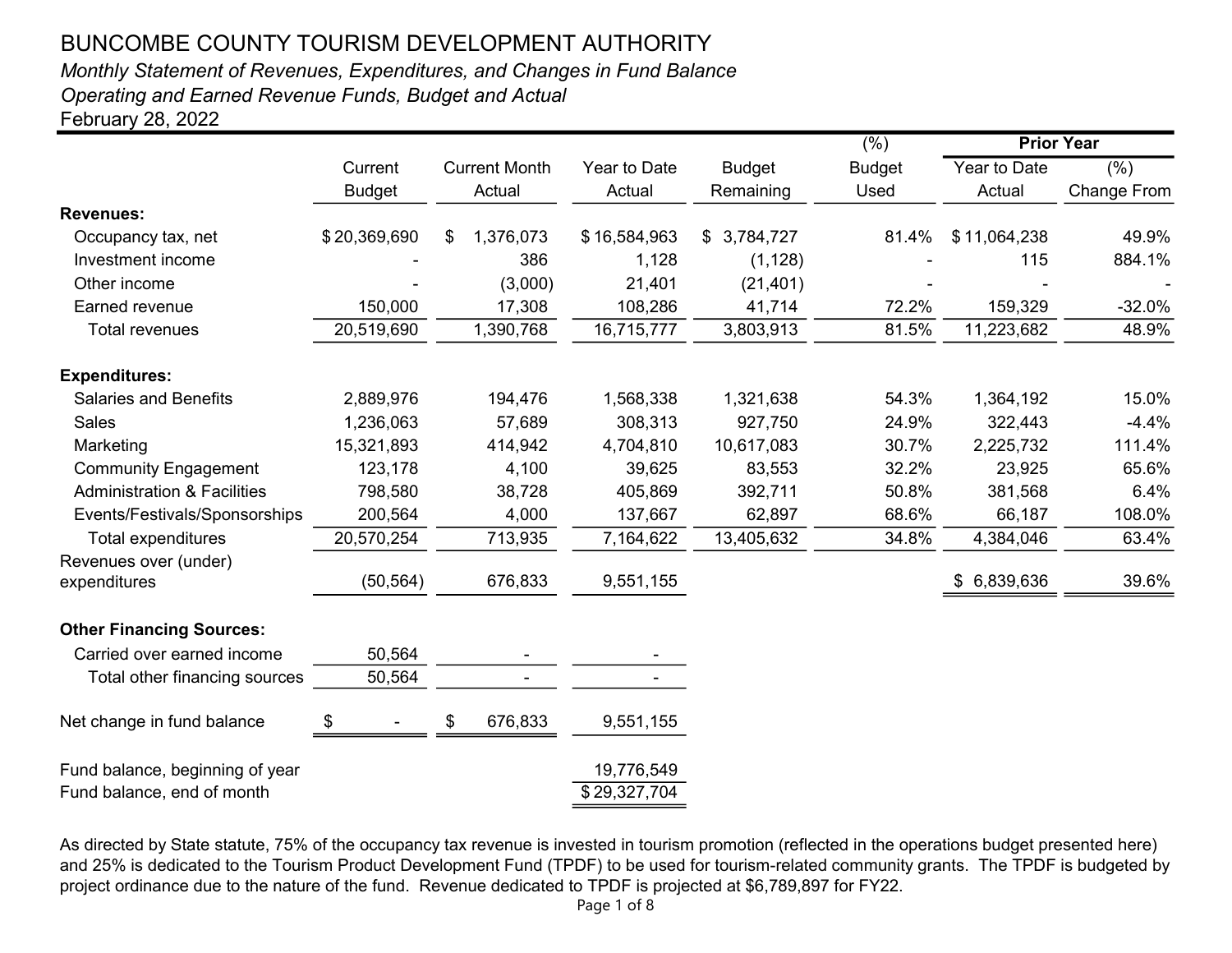# BUNCOMBE COUNTY TOURISM DEVELOPMENT AUTHORITY

*Monthly Statement of Revenues, Expenditures, and Changes in Fund Balance*

*Operating and Earned Revenue Funds, Budget and Actual*

February 28, 2022

| | Current Budget | Current Month Actual | Year to Date Actual | Budget Remaining | (%) Budget Used | Prior Year Year to Date Actual | Prior Year (%) Change From |
|---|---|---|---|---|---|---|---|
| **Revenues:** | | | | | | | |
| Occupancy tax, net | $ 20,369,690 | $ 1,376,073 | $ 16,584,963 | $ 3,784,727 | 81.4% | $ 11,064,238 | 49.9% |
| Investment income | - | 386 | 1,128 | (1,128) | - | 115 | 884.1% |
| Other income | - | (3,000) | 21,401 | (21,401) | - | - | - |
| Earned revenue | 150,000 | 17,308 | 108,286 | 41,714 | 72.2% | 159,329 | -32.0% |
| Total revenues | 20,519,690 | 1,390,768 | 16,715,777 | 3,803,913 | 81.5% | 11,223,682 | 48.9% |
| **Expenditures:** | | | | | | | |
| Salaries and Benefits | 2,889,976 | 194,476 | 1,568,338 | 1,321,638 | 54.3% | 1,364,192 | 15.0% |
| Sales | 1,236,063 | 57,689 | 308,313 | 927,750 | 24.9% | 322,443 | -4.4% |
| Marketing | 15,321,893 | 414,942 | 4,704,810 | 10,617,083 | 30.7% | 2,225,732 | 111.4% |
| Community Engagement | 123,178 | 4,100 | 39,625 | 83,553 | 32.2% | 23,925 | 65.6% |
| Administration & Facilities | 798,580 | 38,728 | 405,869 | 392,711 | 50.8% | 381,568 | 6.4% |
| Events/Festivals/Sponsorships | 200,564 | 4,000 | 137,667 | 62,897 | 68.6% | 66,187 | 108.0% |
| Total expenditures | 20,570,254 | 713,935 | 7,164,622 | 13,405,632 | 34.8% | 4,384,046 | 63.4% |
| Revenues over (under) expenditures | (50,564) | 676,833 | 9,551,155 | | | $ 6,839,636 | 39.6% |
| **Other Financing Sources:** | | | | | | | |
| Carried over earned income | 50,564 | - | - | | | | |
| Total other financing sources | 50,564 | - | - | | | | |
| Net change in fund balance | $ - | $ 676,833 | 9,551,155 | | | | |
| Fund balance, beginning of year | | | 19,776,549 | | | | |
| Fund balance, end of month | | | $ 29,327,704 | | | | |

As directed by State statute, 75% of the occupancy tax revenue is invested in tourism promotion (reflected in the operations budget presented here) and 25% is dedicated to the Tourism Product Development Fund (TPDF) to be used for tourism-related community grants. The TPDF is budgeted by project ordinance due to the nature of the fund. Revenue dedicated to TPDF is projected at $6,789,897 for FY22.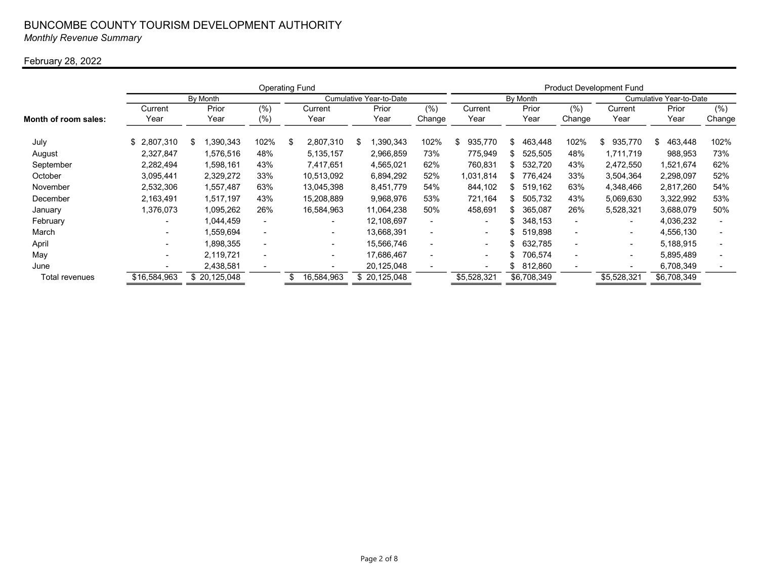# BUNCOMBE COUNTY TOURISM DEVELOPMENT AUTHORITY

*Monthly Revenue Summary*

February 28, 2022

| | Operating Fund | | | | | | Product Development Fund | | | | | |
|---|---|---|---|---|---|---|---|---|---|---|---|---|
| | By Month | | | Cumulative Year-to-Date | | | By Month | | | Cumulative Year-to-Date | | |
| **Month of room sales:** | Current Year | Prior Year | (%) (%) | Current Year | Prior Year | (%) Change | Current Year | Prior Year | (%) Change | Current Year | Prior Year | (%) Change |
| July | $ 2,807,310 | $ 1,390,343 | 102% | $ 2,807,310 | $ 1,390,343 | 102% | $ 935,770 | $ 463,448 | 102% | $ 935,770 | $ 463,448 | 102% |
| August | 2,327,847 | 1,576,516 | 48% | 5,135,157 | 2,966,859 | 73% | 775,949 | $ 525,505 | 48% | 1,711,719 | 988,953 | 73% |
| September | 2,282,494 | 1,598,161 | 43% | 7,417,651 | 4,565,021 | 62% | 760,831 | $ 532,720 | 43% | 2,472,550 | 1,521,674 | 62% |
| October | 3,095,441 | 2,329,272 | 33% | 10,513,092 | 6,894,292 | 52% | 1,031,814 | $ 776,424 | 33% | 3,504,364 | 2,298,097 | 52% |
| November | 2,532,306 | 1,557,487 | 63% | 13,045,398 | 8,451,779 | 54% | 844,102 | $ 519,162 | 63% | 4,348,466 | 2,817,260 | 54% |
| December | 2,163,491 | 1,517,197 | 43% | 15,208,889 | 9,968,976 | 53% | 721,164 | $ 505,732 | 43% | 5,069,630 | 3,322,992 | 53% |
| January | 1,376,073 | 1,095,262 | 26% | 16,584,963 | 11,064,238 | 50% | 458,691 | $ 365,087 | 26% | 5,528,321 | 3,688,079 | 50% |
| February | - | 1,044,459 | - | - | 12,108,697 | - | - | $ 348,153 | - | - | 4,036,232 | - |
| March | - | 1,559,694 | - | - | 13,668,391 | - | - | $ 519,898 | - | - | 4,556,130 | - |
| April | - | 1,898,355 | - | - | 15,566,746 | - | - | $ 632,785 | - | - | 5,188,915 | - |
| May | - | 2,119,721 | - | - | 17,686,467 | - | - | $ 706,574 | - | - | 5,895,489 | - |
| June | - | 2,438,581 | - | - | 20,125,048 | - | - | $ 812,860 | - | - | 6,708,349 | - |
| Total revenues | $16,584,963 | $ 20,125,048 | | $ 16,584,963 | $ 20,125,048 | | $5,528,321 | $6,708,349 | | $5,528,321 | $6,708,349 | |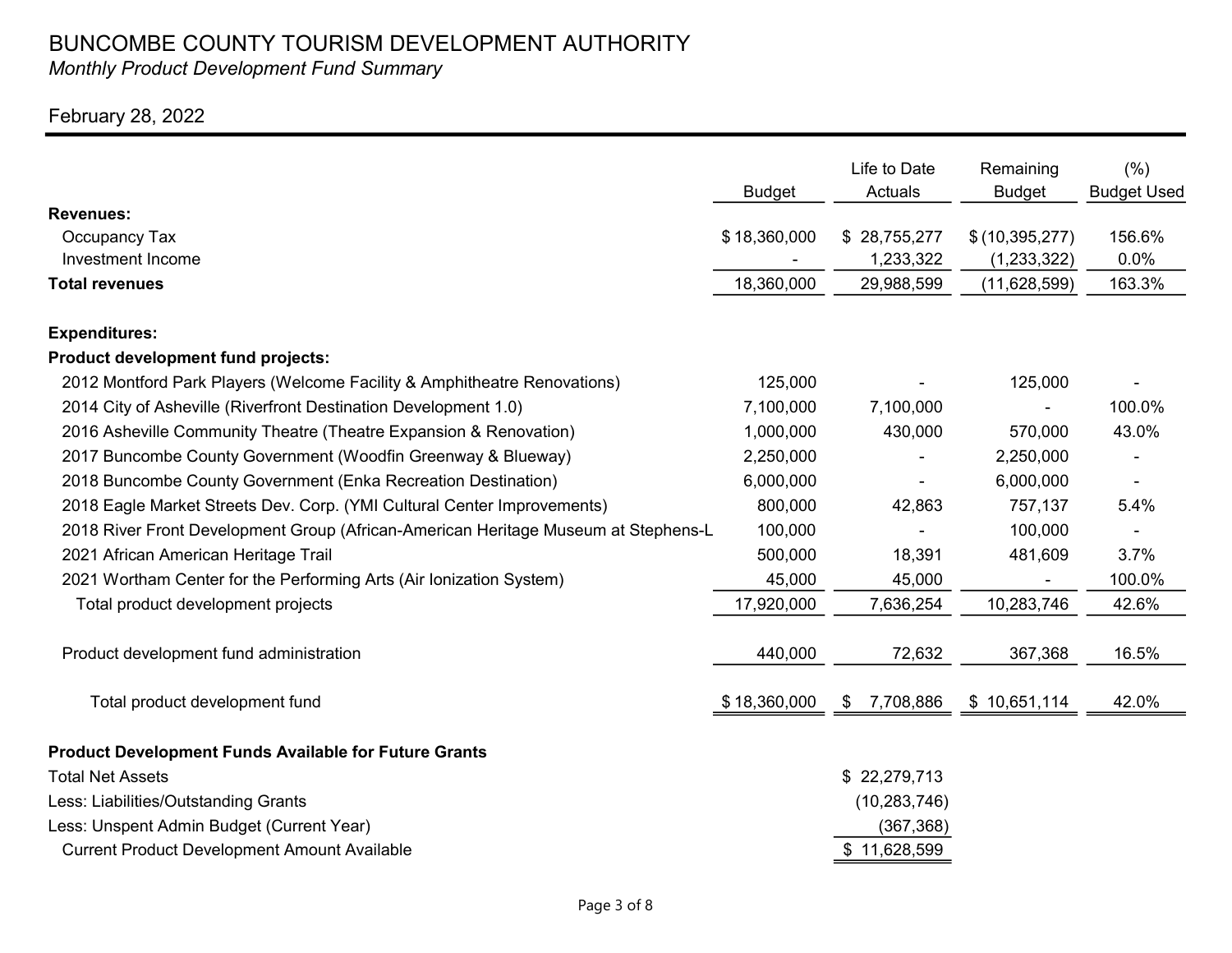# BUNCOMBE COUNTY TOURISM DEVELOPMENT AUTHORITY

*Monthly Product Development Fund Summary*

February 28, 2022

| | Budget | Life to Date Actuals | Remaining Budget | (%) Budget Used |
|---|---|---|---|---|
| **Revenues:** | | | | |
| Occupancy Tax | $ 18,360,000 | $ 28,755,277 | $ (10,395,277) | 156.6% |
| Investment Income | - | 1,233,322 | (1,233,322) | 0.0% |
| **Total revenues** | 18,360,000 | 29,988,599 | (11,628,599) | 163.3% |
| | | | | |
| **Expenditures:** | | | | |
| **Product development fund projects:** | | | | |
| 2012 Montford Park Players (Welcome Facility & Amphitheatre Renovations) | 125,000 | - | 125,000 | - |
| 2014 City of Asheville (Riverfront Destination Development 1.0) | 7,100,000 | 7,100,000 | - | 100.0% |
| 2016 Asheville Community Theatre (Theatre Expansion & Renovation) | 1,000,000 | 430,000 | 570,000 | 43.0% |
| 2017 Buncombe County Government (Woodfin Greenway & Blueway) | 2,250,000 | - | 2,250,000 | - |
| 2018 Buncombe County Government (Enka Recreation Destination) | 6,000,000 | - | 6,000,000 | - |
| 2018 Eagle Market Streets Dev. Corp. (YMI Cultural Center Improvements) | 800,000 | 42,863 | 757,137 | 5.4% |
| 2018 River Front Development Group (African-American Heritage Museum at Stephens-L | 100,000 | - | 100,000 | - |
| 2021 African American Heritage Trail | 500,000 | 18,391 | 481,609 | 3.7% |
| 2021 Wortham Center for the Performing Arts (Air Ionization System) | 45,000 | 45,000 | - | 100.0% |
| Total product development projects | 17,920,000 | 7,636,254 | 10,283,746 | 42.6% |
| | | | | |
| Product development fund administration | 440,000 | 72,632 | 367,368 | 16.5% |
| | | | | |
| Total product development fund | $ 18,360,000 | $ 7,708,886 | $ 10,651,114 | 42.0% |

**Product Development Funds Available for Future Grants**

| | |
|---|---|
| Total Net Assets | $ 22,279,713 |
| Less: Liabilities/Outstanding Grants | (10,283,746) |
| Less: Unspent Admin Budget (Current Year) | (367,368) |
| Current Product Development Amount Available | $ 11,628,599 |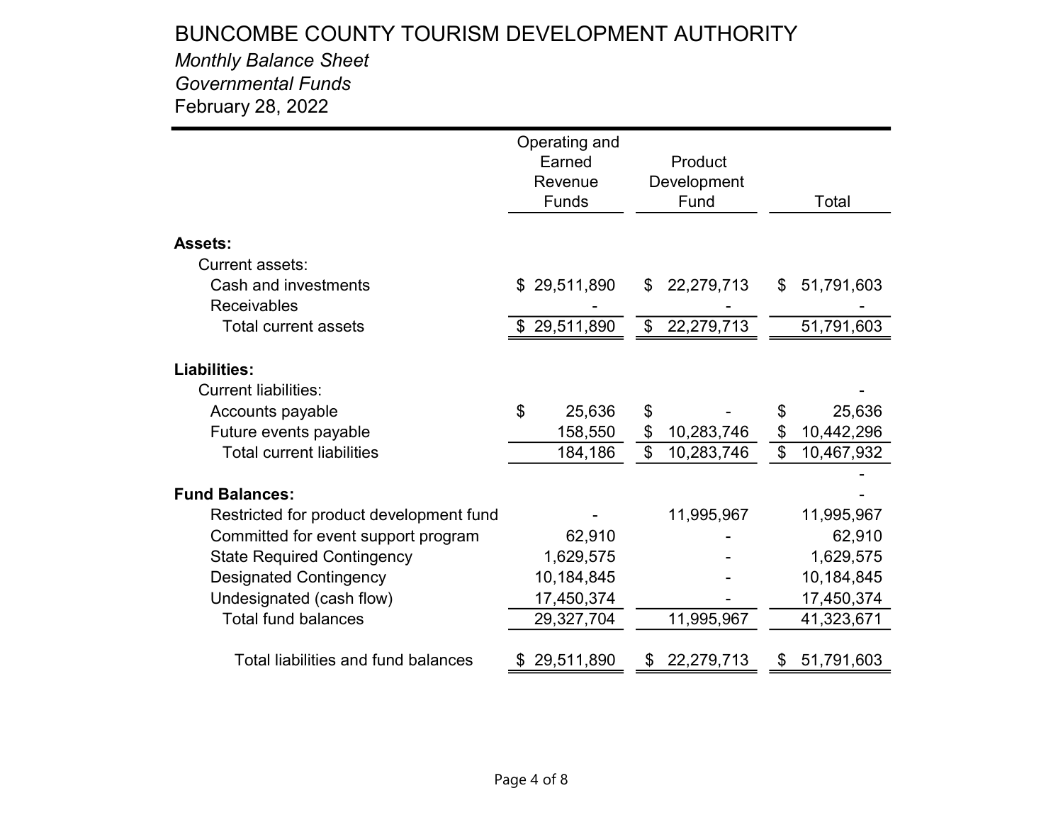# BUNCOMBE COUNTY TOURISM DEVELOPMENT AUTHORITY

*Monthly Balance Sheet*

*Governmental Funds*

February 28, 2022

| | Operating and Earned Revenue Funds | Product Development Fund | Total |
|---|---|---|---|
| **Assets:** | | | |
| Current assets: | | | |
| Cash and investments | $ 29,511,890 | $ 22,279,713 | $ 51,791,603 |
| Receivables | - | - | - |
| Total current assets | $ 29,511,890 | $ 22,279,713 | 51,791,603 |
| **Liabilities:** | | | |
| Current liabilities: | | | - |
| Accounts payable | $ 25,636 | $ - | $ 25,636 |
| Future events payable | 158,550 | $ 10,283,746 | $ 10,442,296 |
| Total current liabilities | 184,186 | $ 10,283,746 | $ 10,467,932 |
| | | | - |
| **Fund Balances:** | | | - |
| Restricted for product development fund | - | 11,995,967 | 11,995,967 |
| Committed for event support program | 62,910 | - | 62,910 |
| State Required Contingency | 1,629,575 | - | 1,629,575 |
| Designated Contingency | 10,184,845 | - | 10,184,845 |
| Undesignated (cash flow) | 17,450,374 | - | 17,450,374 |
| Total fund balances | 29,327,704 | 11,995,967 | 41,323,671 |
| Total liabilities and fund balances | $ 29,511,890 | $ 22,279,713 | $ 51,791,603 |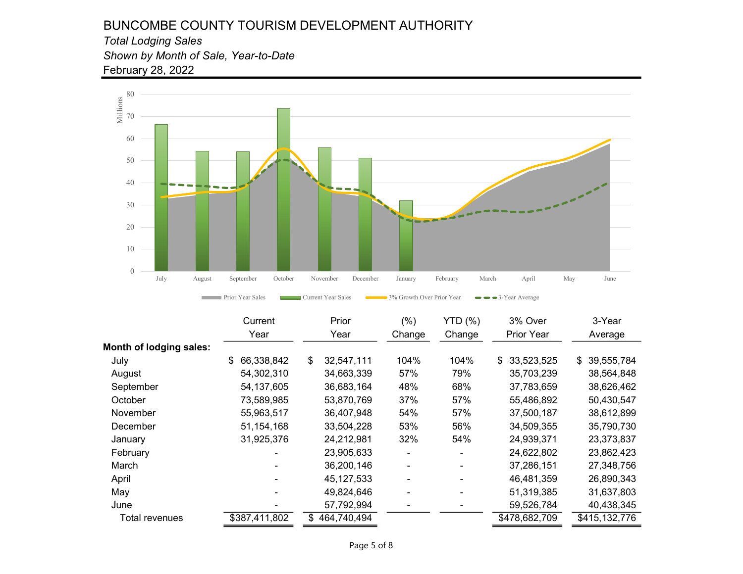# BUNCOMBE COUNTY TOURISM DEVELOPMENT AUTHORITY

*Total Lodging Sales*

*Shown by Month of Sale, Year-to-Date*

February 28, 2022

| | Current Year | Prior Year | (%) Change | YTD (%) Change | 3% Over Prior Year | 3-Year Average |
|---|---|---|---|---|---|---|
| **Month of lodging sales:** | | | | | | |
| July | $ 66,338,842 | $ 32,547,111 | 104% | 104% | $ 33,523,525 | $ 39,555,784 |
| August | 54,302,310 | 34,663,339 | 57% | 79% | 35,703,239 | 38,564,848 |
| September | 54,137,605 | 36,683,164 | 48% | 68% | 37,783,659 | 38,626,462 |
| October | 73,589,985 | 53,870,769 | 37% | 57% | 55,486,892 | 50,430,547 |
| November | 55,963,517 | 36,407,948 | 54% | 57% | 37,500,187 | 38,612,899 |
| December | 51,154,168 | 33,504,228 | 53% | 56% | 34,509,355 | 35,790,730 |
| January | 31,925,376 | 24,212,981 | 32% | 54% | 24,939,371 | 23,373,837 |
| February | - | 23,905,633 | - | - | 24,622,802 | 23,862,423 |
| March | - | 36,200,146 | - | - | 37,286,151 | 27,348,756 |
| April | - | 45,127,533 | - | - | 46,481,359 | 26,890,343 |
| May | - | 49,824,646 | - | - | 51,319,385 | 31,637,803 |
| June | - | 57,792,994 | - | - | 59,526,784 | 40,438,345 |
| Total revenues | $387,411,802 | $ 464,740,494 | | | $478,682,709 | $415,132,776 |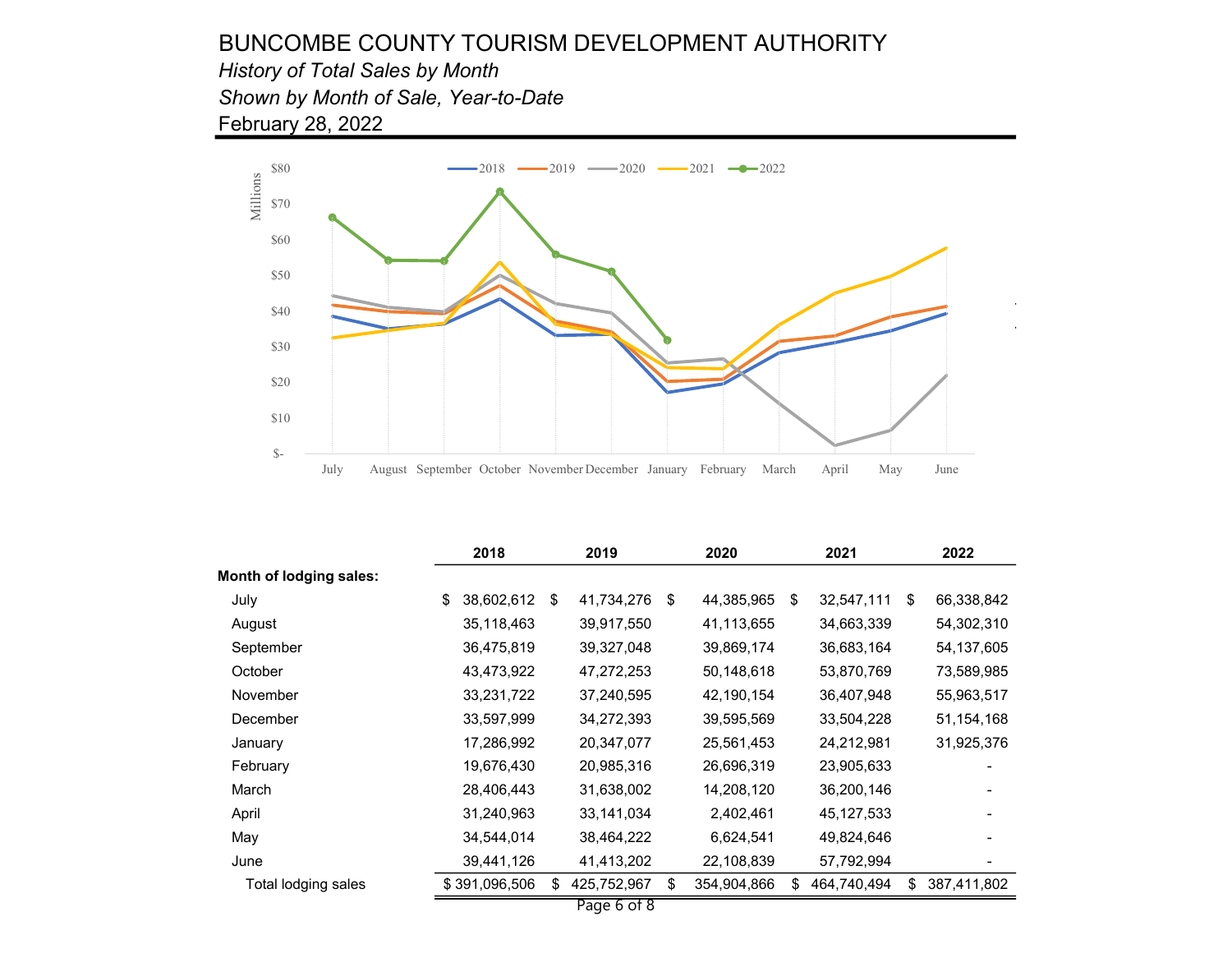# BUNCOMBE COUNTY TOURISM DEVELOPMENT AUTHORITY

*History of Total Sales by Month*

*Shown by Month of Sale, Year-to-Date*

February 28, 2022

| | 2018 | 2019 | 2020 | 2021 | 2022 |
|---|---|---|---|---|---|
| **Month of lodging sales:** | | | | | |
| July | $ 38,602,612 | $ 41,734,276 | $ 44,385,965 | $ 32,547,111 | $ 66,338,842 |
| August | 35,118,463 | 39,917,550 | 41,113,655 | 34,663,339 | 54,302,310 |
| September | 36,475,819 | 39,327,048 | 39,869,174 | 36,683,164 | 54,137,605 |
| October | 43,473,922 | 47,272,253 | 50,148,618 | 53,870,769 | 73,589,985 |
| November | 33,231,722 | 37,240,595 | 42,190,154 | 36,407,948 | 55,963,517 |
| December | 33,597,999 | 34,272,393 | 39,595,569 | 33,504,228 | 51,154,168 |
| January | 17,286,992 | 20,347,077 | 25,561,453 | 24,212,981 | 31,925,376 |
| February | 19,676,430 | 20,985,316 | 26,696,319 | 23,905,633 | - |
| March | 28,406,443 | 31,638,002 | 14,208,120 | 36,200,146 | - |
| April | 31,240,963 | 33,141,034 | 2,402,461 | 45,127,533 | - |
| May | 34,544,014 | 38,464,222 | 6,624,541 | 49,824,646 | - |
| June | 39,441,126 | 41,413,202 | 22,108,839 | 57,792,994 | - |
| Total lodging sales | $ 391,096,506 | $ 425,752,967 | $ 354,904,866 | $ 464,740,494 | $ 387,411,802 |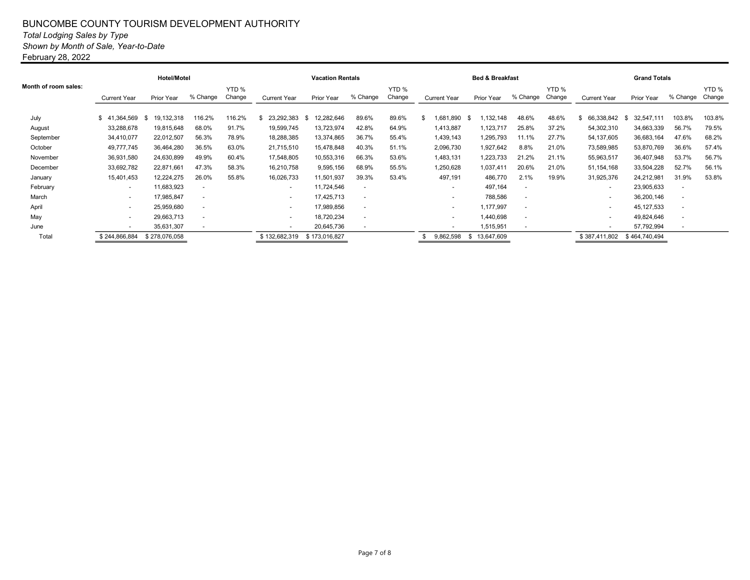# BUNCOMBE COUNTY TOURISM DEVELOPMENT AUTHORITY

*Total Lodging Sales by Type*

*Shown by Month of Sale, Year-to-Date*

February 28, 2022

| Month of room sales: | Hotel/Motel | | | | Vacation Rentals | | | | Bed & Breakfast | | | | Grand Totals | | | |
|---|---|---|---|---|---|---|---|---|---|---|---|---|---|---|---|---|
| | Current Year | Prior Year | % Change | YTD % Change | Current Year | Prior Year | % Change | YTD % Change | Current Year | Prior Year | % Change | YTD % Change | Current Year | Prior Year | % Change | YTD % Change |
| July | $ 41,364,569 | $ 19,132,318 | 116.2% | 116.2% | $ 23,292,383 | $ 12,282,646 | 89.6% | 89.6% | $ 1,681,890 | $ 1,132,148 | 48.6% | 48.6% | $ 66,338,842 | $ 32,547,111 | 103.8% | 103.8% |
| August | 33,288,678 | 19,815,648 | 68.0% | 91.7% | 19,599,745 | 13,723,974 | 42.8% | 64.9% | 1,413,887 | 1,123,717 | 25.8% | 37.2% | 54,302,310 | 34,663,339 | 56.7% | 79.5% |
| September | 34,410,077 | 22,012,507 | 56.3% | 78.9% | 18,288,385 | 13,374,865 | 36.7% | 55.4% | 1,439,143 | 1,295,793 | 11.1% | 27.7% | 54,137,605 | 36,683,164 | 47.6% | 68.2% |
| October | 49,777,745 | 36,464,280 | 36.5% | 63.0% | 21,715,510 | 15,478,848 | 40.3% | 51.1% | 2,096,730 | 1,927,642 | 8.8% | 21.0% | 73,589,985 | 53,870,769 | 36.6% | 57.4% |
| November | 36,931,580 | 24,630,899 | 49.9% | 60.4% | 17,548,805 | 10,553,316 | 66.3% | 53.6% | 1,483,131 | 1,223,733 | 21.2% | 21.1% | 55,963,517 | 36,407,948 | 53.7% | 56.7% |
| December | 33,692,782 | 22,871,661 | 47.3% | 58.3% | 16,210,758 | 9,595,156 | 68.9% | 55.5% | 1,250,628 | 1,037,411 | 20.6% | 21.0% | 51,154,168 | 33,504,228 | 52.7% | 56.1% |
| January | 15,401,453 | 12,224,275 | 26.0% | 55.8% | 16,026,733 | 11,501,937 | 39.3% | 53.4% | 497,191 | 486,770 | 2.1% | 19.9% | 31,925,376 | 24,212,981 | 31.9% | 53.8% |
| February | - | 11,683,923 | - | | - | 11,724,546 | - | | - | 497,164 | - | | - | 23,905,633 | - | |
| March | - | 17,985,847 | - | | - | 17,425,713 | - | | - | 788,586 | - | | - | 36,200,146 | - | |
| April | - | 25,959,680 | - | | - | 17,989,856 | - | | - | 1,177,997 | - | | - | 45,127,533 | - | |
| May | - | 29,663,713 | - | | - | 18,720,234 | - | | - | 1,440,698 | - | | - | 49,824,646 | - | |
| June | - | 35,631,307 | - | | - | 20,645,736 | - | | - | 1,515,951 | - | | - | 57,792,994 | - | |
| Total | $ 244,866,884 | $ 278,076,058 | | | $ 132,682,319 | $ 173,016,827 | | | $ 9,862,598 | $ 13,647,609 | | | $ 387,411,802 | $ 464,740,494 | | |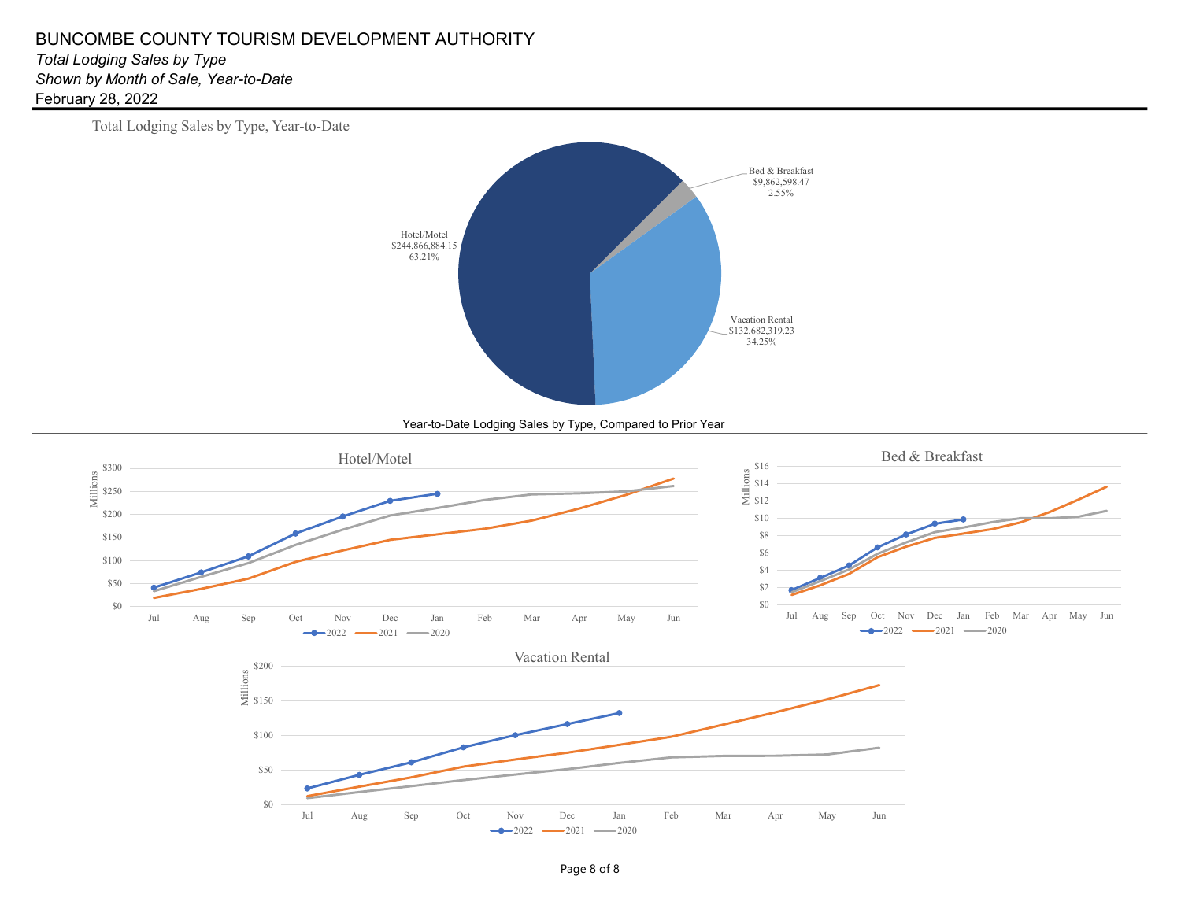# BUNCOMBE COUNTY TOURISM DEVELOPMENT AUTHORITY

*Total Lodging Sales by Type*

*Shown by Month of Sale, Year-to-Date*

February 28, 2022

Total Lodging Sales by Type, Year-to-Date

Bed & Breakfast
$9,862,598.47
2.55%

Hotel/Motel
$244,866,884.15
63.21%

Vacation Rental
$132,682,319.23
34.25%

Year-to-Date Lodging Sales by Type, Compared to Prior Year

Hotel/Motel

Millions

$300
$250
$200
$150
$100
$50
$0

Jul Aug Sep Oct Nov Dec Jan Feb Mar Apr May Jun

2022 2021 2020

Bed & Breakfast

Millions

$16
$14
$12
$10
$8
$6
$4
$2
$0

Jul Aug Sep Oct Nov Dec Jan Feb Mar Apr May Jun

2022 2021 2020

Vacation Rental

Millions

$200
$150
$100
$50
$0

Jul Aug Sep Oct Nov Dec Jan Feb Mar Apr May Jun

2022 2021 2020